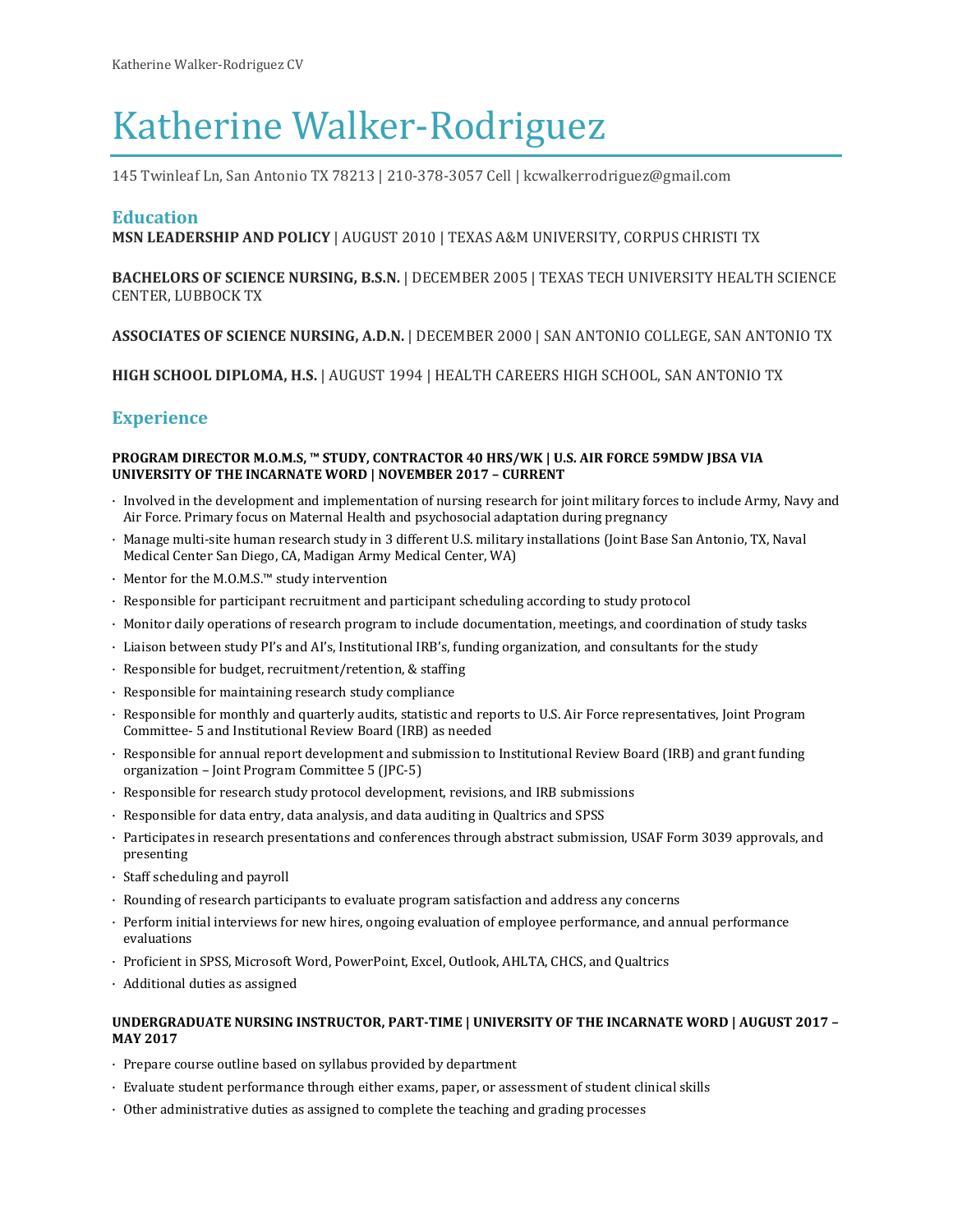# Katherine Walker-Rodriguez

145 Twinleaf Ln, San Antonio TX 78213 | 210-378-3057 Cell | kcwalkerrodriguez@gmail.com

## Education

**MSN LEADERSHIP AND POLICY** | AUGUST 2010 | TEXAS A&M UNIVERSITY, CORPUS CHRISTI TX

**BACHELORS OF SCIENCE NURSING, B.S.N.** | DECEMBER 2005 | TEXAS TECH UNIVERSITY HEALTH SCIENCE CENTER, LUBBOCK TX

**ASSOCIATES OF SCIENCE NURSING, A.D.N.** | DECEMBER 2000 | SAN ANTONIO COLLEGE, SAN ANTONIO TX

**HIGH SCHOOL DIPLOMA, H.S.** | AUGUST 1994 | HEALTH CAREERS HIGH SCHOOL, SAN ANTONIO TX

## Experience

**PROGRAM DIRECTOR M.O.M.S, ™ STUDY, CONTRACTOR 40 HRS/WK | U.S. AIR FORCE 59MDW JBSA VIA UNIVERSITY OF THE INCARNATE WORD | NOVEMBER 2017 – CURRENT**

- Involved in the development and implementation of nursing research for joint military forces to include Army, Navy and Air Force. Primary focus on Maternal Health and psychosocial adaptation during pregnancy
- Manage multi-site human research study in 3 different U.S. military installations (Joint Base San Antonio, TX, Naval Medical Center San Diego, CA, Madigan Army Medical Center, WA)
- Mentor for the M.O.M.S.™ study intervention
- Responsible for participant recruitment and participant scheduling according to study protocol
- Monitor daily operations of research program to include documentation, meetings, and coordination of study tasks
- Liaison between study PI's and AI's, Institutional IRB's, funding organization, and consultants for the study
- Responsible for budget, recruitment/retention, & staffing
- Responsible for maintaining research study compliance
- Responsible for monthly and quarterly audits, statistic and reports to U.S. Air Force representatives, Joint Program Committee- 5 and Institutional Review Board (IRB) as needed
- Responsible for annual report development and submission to Institutional Review Board (IRB) and grant funding organization – Joint Program Committee 5 (JPC-5)
- Responsible for research study protocol development, revisions, and IRB submissions
- Responsible for data entry, data analysis, and data auditing in Qualtrics and SPSS
- Participates in research presentations and conferences through abstract submission, USAF Form 3039 approvals, and presenting
- Staff scheduling and payroll
- Rounding of research participants to evaluate program satisfaction and address any concerns
- Perform initial interviews for new hires, ongoing evaluation of employee performance, and annual performance evaluations
- Proficient in SPSS, Microsoft Word, PowerPoint, Excel, Outlook, AHLTA, CHCS, and Qualtrics
- Additional duties as assigned

**UNDERGRADUATE NURSING INSTRUCTOR, PART-TIME | UNIVERSITY OF THE INCARNATE WORD | AUGUST 2017 – MAY 2017**

- Prepare course outline based on syllabus provided by department
- Evaluate student performance through either exams, paper, or assessment of student clinical skills
- Other administrative duties as assigned to complete the teaching and grading processes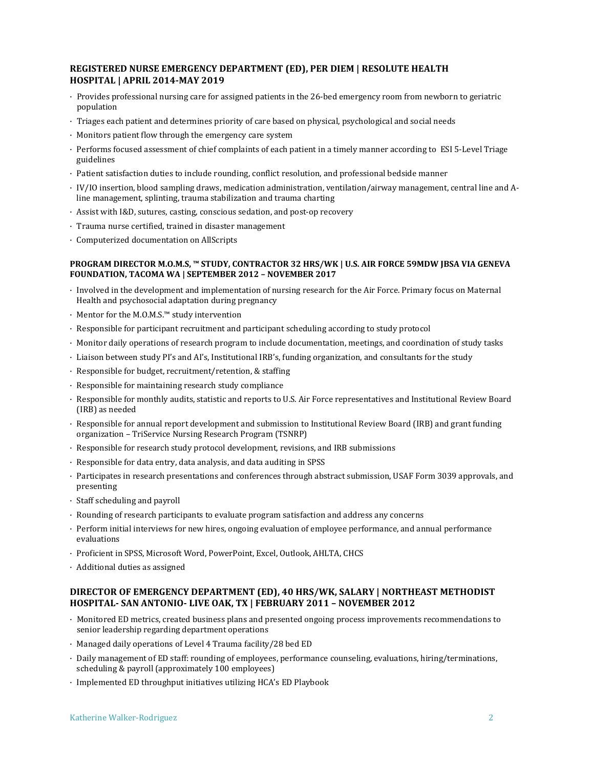### REGISTERED NURSE EMERGENCY DEPARTMENT (ED), PER DIEM | RESOLUTE HEALTH HOSPITAL | APRIL 2014-MAY 2019

- Provides professional nursing care for assigned patients in the 26-bed emergency room from newborn to geriatric population
- Triages each patient and determines priority of care based on physical, psychological and social needs
- Monitors patient flow through the emergency care system
- Performs focused assessment of chief complaints of each patient in a timely manner according to ESI 5-Level Triage guidelines
- Patient satisfaction duties to include rounding, conflict resolution, and professional bedside manner
- IV/IO insertion, blood sampling draws, medication administration, ventilation/airway management, central line and A-line management, splinting, trauma stabilization and trauma charting
- Assist with I&D, sutures, casting, conscious sedation, and post-op recovery
- Trauma nurse certified, trained in disaster management
- Computerized documentation on AllScripts

#### PROGRAM DIRECTOR M.O.M.S, ™ STUDY, CONTRACTOR 32 HRS/WK | U.S. AIR FORCE 59MDW JBSA VIA GENEVA FOUNDATION, TACOMA WA | SEPTEMBER 2012 – NOVEMBER 2017

- Involved in the development and implementation of nursing research for the Air Force. Primary focus on Maternal Health and psychosocial adaptation during pregnancy
- Mentor for the M.O.M.S.™ study intervention
- Responsible for participant recruitment and participant scheduling according to study protocol
- Monitor daily operations of research program to include documentation, meetings, and coordination of study tasks
- Liaison between study PI's and AI's, Institutional IRB's, funding organization, and consultants for the study
- Responsible for budget, recruitment/retention, & staffing
- Responsible for maintaining research study compliance
- Responsible for monthly audits, statistic and reports to U.S. Air Force representatives and Institutional Review Board (IRB) as needed
- Responsible for annual report development and submission to Institutional Review Board (IRB) and grant funding organization – TriService Nursing Research Program (TSNRP)
- Responsible for research study protocol development, revisions, and IRB submissions
- Responsible for data entry, data analysis, and data auditing in SPSS
- Participates in research presentations and conferences through abstract submission, USAF Form 3039 approvals, and presenting
- Staff scheduling and payroll
- Rounding of research participants to evaluate program satisfaction and address any concerns
- Perform initial interviews for new hires, ongoing evaluation of employee performance, and annual performance evaluations
- Proficient in SPSS, Microsoft Word, PowerPoint, Excel, Outlook, AHLTA, CHCS
- Additional duties as assigned

### DIRECTOR OF EMERGENCY DEPARTMENT (ED), 40 HRS/WK, SALARY | NORTHEAST METHODIST HOSPITAL- SAN ANTONIO- LIVE OAK, TX | FEBRUARY 2011 – NOVEMBER 2012

- Monitored ED metrics, created business plans and presented ongoing process improvements recommendations to senior leadership regarding department operations
- Managed daily operations of Level 4 Trauma facility/28 bed ED
- Daily management of ED staff: rounding of employees, performance counseling, evaluations, hiring/terminations, scheduling & payroll (approximately 100 employees)
- Implemented ED throughput initiatives utilizing HCA's ED Playbook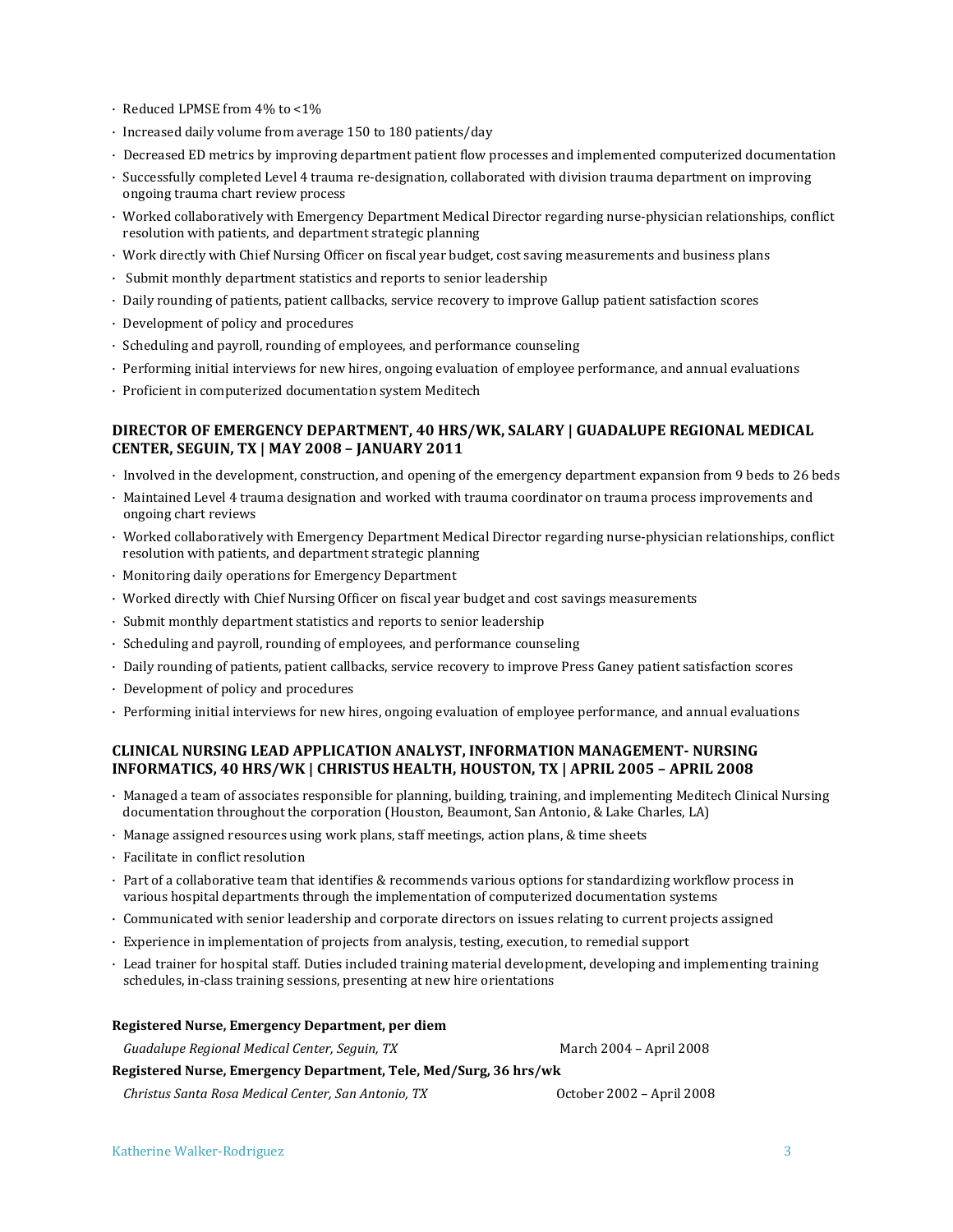- Reduced LPMSE from 4% to <1%
- Increased daily volume from average 150 to 180 patients/day
- Decreased ED metrics by improving department patient flow processes and implemented computerized documentation
- Successfully completed Level 4 trauma re-designation, collaborated with division trauma department on improving ongoing trauma chart review process
- Worked collaboratively with Emergency Department Medical Director regarding nurse-physician relationships, conflict resolution with patients, and department strategic planning
- Work directly with Chief Nursing Officer on fiscal year budget, cost saving measurements and business plans
- Submit monthly department statistics and reports to senior leadership
- Daily rounding of patients, patient callbacks, service recovery to improve Gallup patient satisfaction scores
- Development of policy and procedures
- Scheduling and payroll, rounding of employees, and performance counseling
- Performing initial interviews for new hires, ongoing evaluation of employee performance, and annual evaluations
- Proficient in computerized documentation system Meditech

### DIRECTOR OF EMERGENCY DEPARTMENT, 40 HRS/WK, SALARY | GUADALUPE REGIONAL MEDICAL CENTER, SEGUIN, TX | MAY 2008 – JANUARY 2011

- Involved in the development, construction, and opening of the emergency department expansion from 9 beds to 26 beds
- Maintained Level 4 trauma designation and worked with trauma coordinator on trauma process improvements and ongoing chart reviews
- Worked collaboratively with Emergency Department Medical Director regarding nurse-physician relationships, conflict resolution with patients, and department strategic planning
- Monitoring daily operations for Emergency Department
- Worked directly with Chief Nursing Officer on fiscal year budget and cost savings measurements
- Submit monthly department statistics and reports to senior leadership
- Scheduling and payroll, rounding of employees, and performance counseling
- Daily rounding of patients, patient callbacks, service recovery to improve Press Ganey patient satisfaction scores
- Development of policy and procedures
- Performing initial interviews for new hires, ongoing evaluation of employee performance, and annual evaluations

### CLINICAL NURSING LEAD APPLICATION ANALYST, INFORMATION MANAGEMENT- NURSING INFORMATICS, 40 HRS/WK | CHRISTUS HEALTH, HOUSTON, TX | APRIL 2005 – APRIL 2008

- Managed a team of associates responsible for planning, building, training, and implementing Meditech Clinical Nursing documentation throughout the corporation (Houston, Beaumont, San Antonio, & Lake Charles, LA)
- Manage assigned resources using work plans, staff meetings, action plans, & time sheets
- Facilitate in conflict resolution
- Part of a collaborative team that identifies & recommends various options for standardizing workflow process in various hospital departments through the implementation of computerized documentation systems
- Communicated with senior leadership and corporate directors on issues relating to current projects assigned
- Experience in implementation of projects from analysis, testing, execution, to remedial support
- Lead trainer for hospital staff. Duties included training material development, developing and implementing training schedules, in-class training sessions, presenting at new hire orientations

**Registered Nurse, Emergency Department, per diem**

*Guadalupe Regional Medical Center, Seguin, TX* March 2004 – April 2008

**Registered Nurse, Emergency Department, Tele, Med/Surg, 36 hrs/wk**

*Christus Santa Rosa Medical Center, San Antonio, TX* October 2002 – April 2008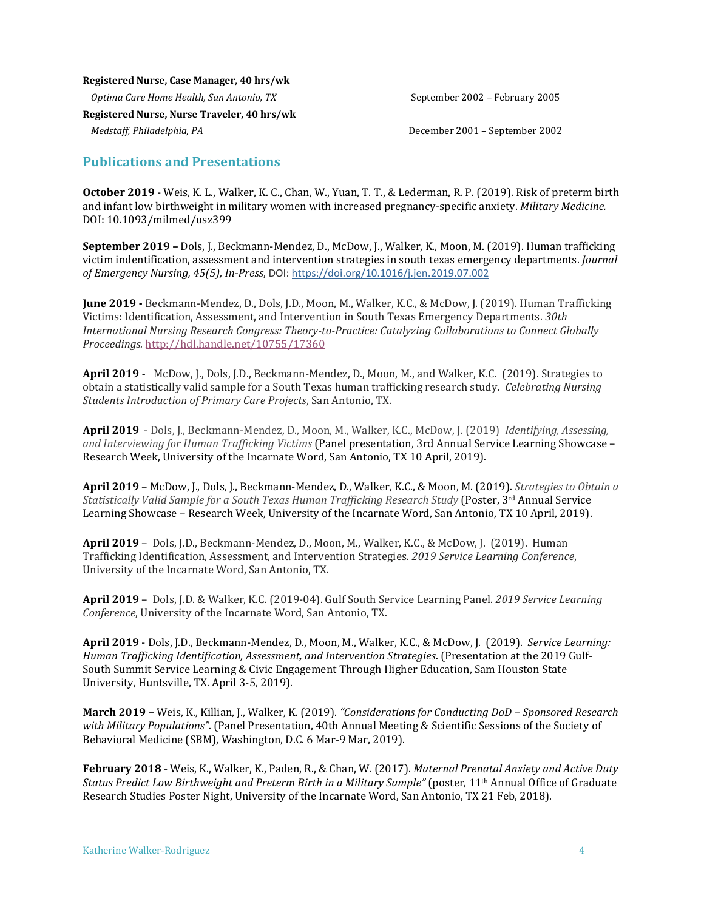**Registered Nurse, Case Manager, 40 hrs/wk**

*Optima Care Home Health, San Antonio, TX* September 2002 – February 2005

**Registered Nurse, Nurse Traveler, 40 hrs/wk**

*Medstaff, Philadelphia, PA* December 2001 – September 2002

## Publications and Presentations

**October 2019** - Weis, K. L., Walker, K. C., Chan, W., Yuan, T. T., & Lederman, R. P. (2019). Risk of preterm birth and infant low birthweight in military women with increased pregnancy-specific anxiety. *Military Medicine.* DOI: 10.1093/milmed/usz399

**September 2019 –** Dols, J., Beckmann-Mendez, D., McDow, J., Walker, K., Moon, M. (2019). Human trafficking victim indentification, assessment and intervention strategies in south texas emergency departments. *Journal of Emergency Nursing, 45(5), In-Press*, DOI: https://doi.org/10.1016/j.jen.2019.07.002

**June 2019 -** Beckmann-Mendez, D., Dols, J.D., Moon, M., Walker, K.C., & McDow, J. (2019). Human Trafficking Victims: Identification, Assessment, and Intervention in South Texas Emergency Departments. *30th International Nursing Research Congress: Theory-to-Practice: Catalyzing Collaborations to Connect Globally Proceedings*. http://hdl.handle.net/10755/17360

**April 2019 -** McDow, J., Dols, J.D., Beckmann-Mendez, D., Moon, M., and Walker, K.C. (2019). Strategies to obtain a statistically valid sample for a South Texas human trafficking research study. *Celebrating Nursing Students Introduction of Primary Care Projects*, San Antonio, TX.

**April 2019** - Dols, J., Beckmann-Mendez, D., Moon, M., Walker, K.C., McDow, J. (2019) *Identifying, Assessing, and Interviewing for Human Trafficking Victims* (Panel presentation, 3rd Annual Service Learning Showcase – Research Week, University of the Incarnate Word, San Antonio, TX 10 April, 2019).

**April 2019** – McDow, J., Dols, J., Beckmann-Mendez, D., Walker, K.C., & Moon, M. (2019). *Strategies to Obtain a Statistically Valid Sample for a South Texas Human Trafficking Research Study* (Poster, 3rd Annual Service Learning Showcase – Research Week, University of the Incarnate Word, San Antonio, TX 10 April, 2019).

**April 2019** – Dols, J.D., Beckmann-Mendez, D., Moon, M., Walker, K.C., & McDow, J. (2019). Human Trafficking Identification, Assessment, and Intervention Strategies. *2019 Service Learning Conference*, University of the Incarnate Word, San Antonio, TX.

**April 2019** – Dols, J.D. & Walker, K.C. (2019-04). Gulf South Service Learning Panel. *2019 Service Learning Conference*, University of the Incarnate Word, San Antonio, TX.

**April 2019** - Dols, J.D., Beckmann-Mendez, D., Moon, M., Walker, K.C., & McDow, J. (2019). *Service Learning: Human Trafficking Identification, Assessment, and Intervention Strategies*. (Presentation at the 2019 Gulf-South Summit Service Learning & Civic Engagement Through Higher Education, Sam Houston State University, Huntsville, TX. April 3-5, 2019).

**March 2019 –** Weis, K., Killian, J., Walker, K. (2019). *"Considerations for Conducting DoD – Sponsored Research with Military Populations"*. (Panel Presentation, 40th Annual Meeting & Scientific Sessions of the Society of Behavioral Medicine (SBM), Washington, D.C. 6 Mar-9 Mar, 2019).

**February 2018** - Weis, K., Walker, K., Paden, R., & Chan, W. (2017). *Maternal Prenatal Anxiety and Active Duty Status Predict Low Birthweight and Preterm Birth in a Military Sample"* (poster, 11th Annual Office of Graduate Research Studies Poster Night, University of the Incarnate Word, San Antonio, TX 21 Feb, 2018).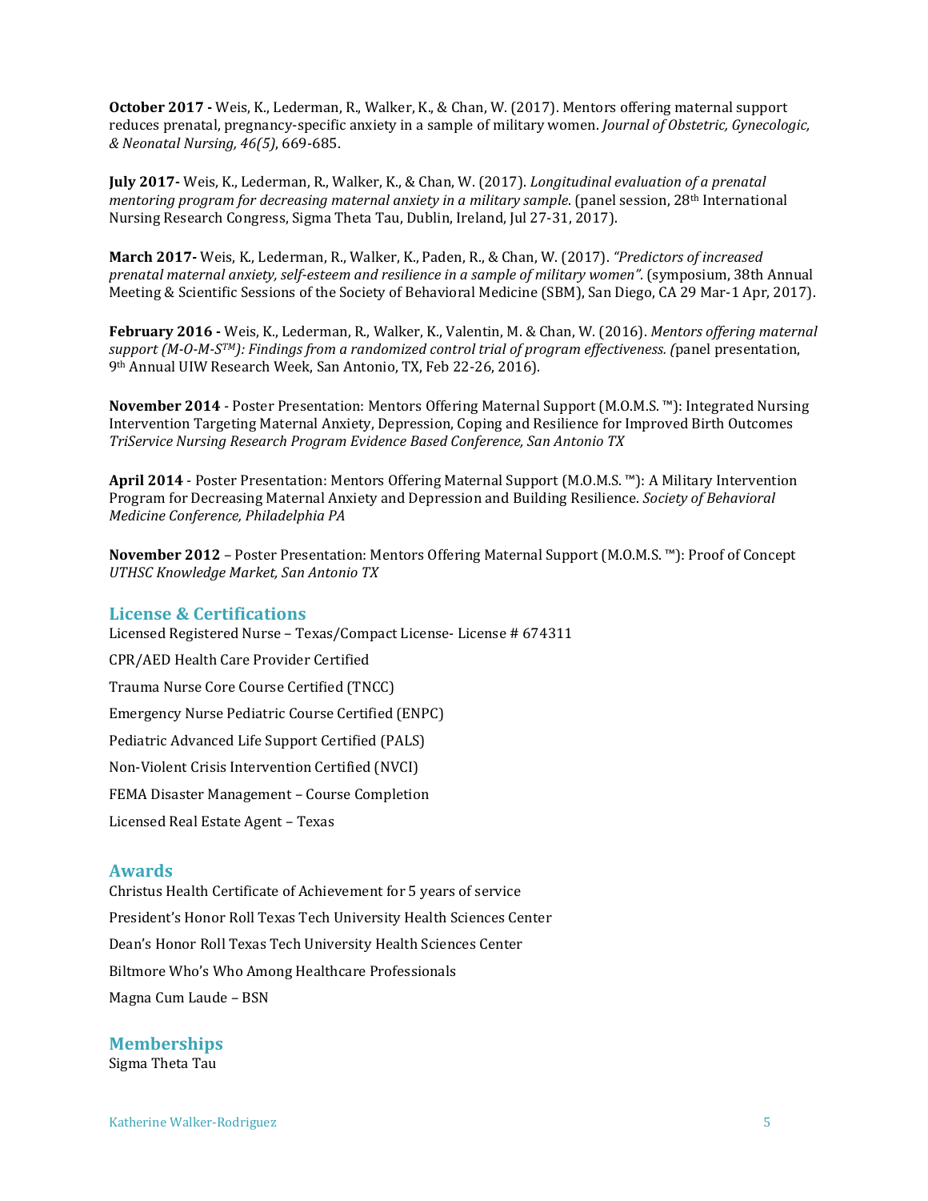**October 2017 -** Weis, K., Lederman, R., Walker, K., & Chan, W. (2017). Mentors offering maternal support reduces prenatal, pregnancy-specific anxiety in a sample of military women. *Journal of Obstetric, Gynecologic, & Neonatal Nursing, 46(5)*, 669-685.

**July 2017-** Weis, K., Lederman, R., Walker, K., & Chan, W. (2017). *Longitudinal evaluation of a prenatal mentoring program for decreasing maternal anxiety in a military sample*. (panel session, 28th International Nursing Research Congress, Sigma Theta Tau, Dublin, Ireland, Jul 27-31, 2017).

**March 2017-** Weis, K., Lederman, R., Walker, K., Paden, R., & Chan, W. (2017). *"Predictors of increased prenatal maternal anxiety, self-esteem and resilience in a sample of military women"*. (symposium, 38th Annual Meeting & Scientific Sessions of the Society of Behavioral Medicine (SBM), San Diego, CA 29 Mar-1 Apr, 2017).

**February 2016 -** Weis, K., Lederman, R., Walker, K., Valentin, M. & Chan, W. (2016). *Mentors offering maternal support (M-O-M-S™): Findings from a randomized control trial of program effectiveness. (*panel presentation, 9th Annual UIW Research Week, San Antonio, TX, Feb 22-26, 2016).

**November 2014** - Poster Presentation: Mentors Offering Maternal Support (M.O.M.S. ™): Integrated Nursing Intervention Targeting Maternal Anxiety, Depression, Coping and Resilience for Improved Birth Outcomes *TriService Nursing Research Program Evidence Based Conference, San Antonio TX*

**April 2014** - Poster Presentation: Mentors Offering Maternal Support (M.O.M.S. ™): A Military Intervention Program for Decreasing Maternal Anxiety and Depression and Building Resilience. *Society of Behavioral Medicine Conference, Philadelphia PA*

**November 2012** – Poster Presentation: Mentors Offering Maternal Support (M.O.M.S. ™): Proof of Concept *UTHSC Knowledge Market, San Antonio TX*

## License & Certifications

Licensed Registered Nurse – Texas/Compact License- License # 674311

CPR/AED Health Care Provider Certified

Trauma Nurse Core Course Certified (TNCC)

Emergency Nurse Pediatric Course Certified (ENPC)

Pediatric Advanced Life Support Certified (PALS)

Non-Violent Crisis Intervention Certified (NVCI)

FEMA Disaster Management – Course Completion

Licensed Real Estate Agent – Texas

## Awards

Christus Health Certificate of Achievement for 5 years of service

President's Honor Roll Texas Tech University Health Sciences Center

Dean's Honor Roll Texas Tech University Health Sciences Center

Biltmore Who's Who Among Healthcare Professionals

Magna Cum Laude – BSN

## Memberships

Sigma Theta Tau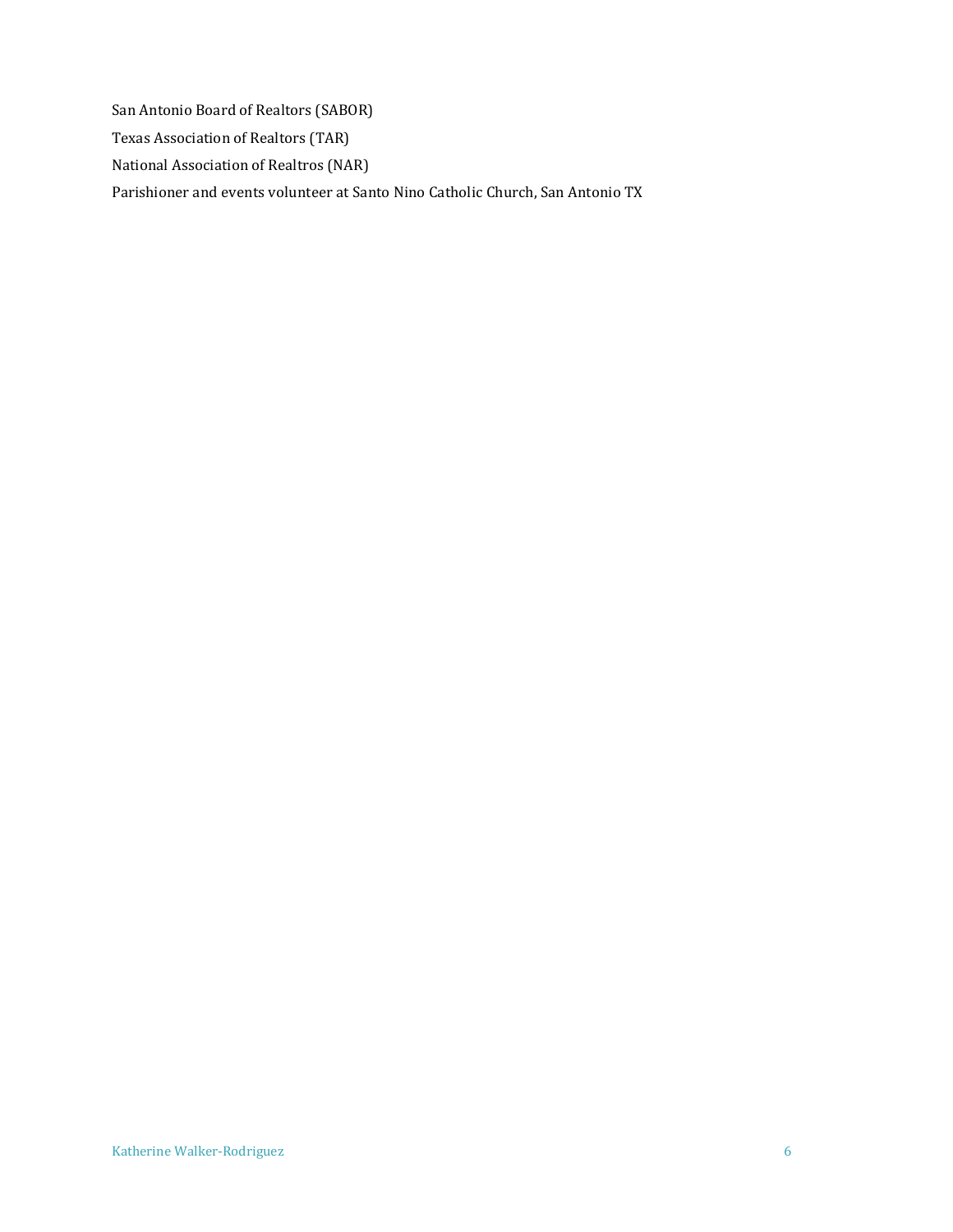San Antonio Board of Realtors (SABOR)

Texas Association of Realtors (TAR)

National Association of Realtros (NAR)

Parishioner and events volunteer at Santo Nino Catholic Church, San Antonio TX